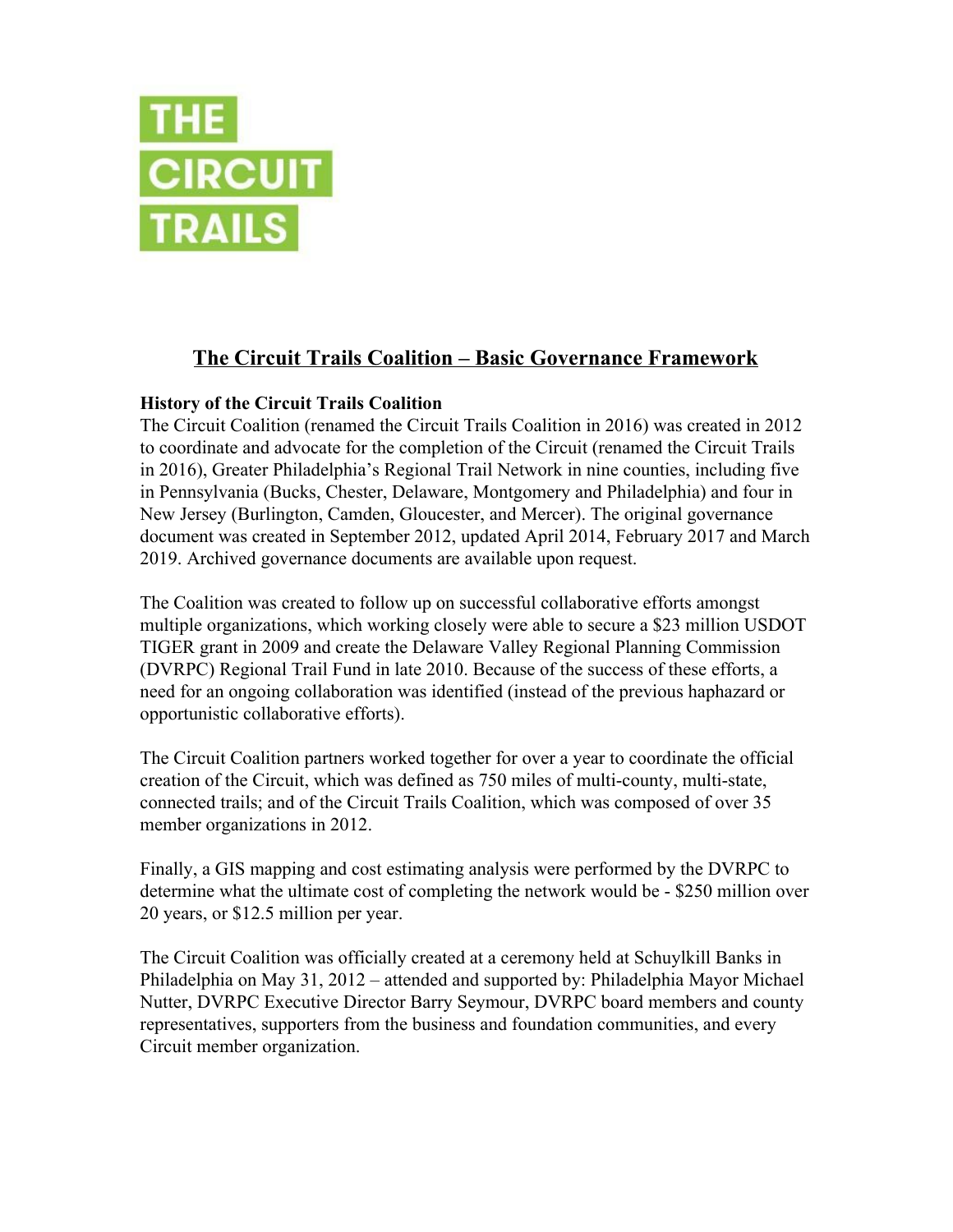THE
CIRCUIT
TRAILS

# The Circuit Trails Coalition – Basic Governance Framework

**History of the Circuit Trails Coalition**

The Circuit Coalition (renamed the Circuit Trails Coalition in 2016) was created in 2012 to coordinate and advocate for the completion of the Circuit (renamed the Circuit Trails in 2016), Greater Philadelphia's Regional Trail Network in nine counties, including five in Pennsylvania (Bucks, Chester, Delaware, Montgomery and Philadelphia) and four in New Jersey (Burlington, Camden, Gloucester, and Mercer). The original governance document was created in September 2012, updated April 2014, February 2017 and March 2019. Archived governance documents are available upon request.

The Coalition was created to follow up on successful collaborative efforts amongst multiple organizations, which working closely were able to secure a $23 million USDOT TIGER grant in 2009 and create the Delaware Valley Regional Planning Commission (DVRPC) Regional Trail Fund in late 2010. Because of the success of these efforts, a need for an ongoing collaboration was identified (instead of the previous haphazard or opportunistic collaborative efforts).

The Circuit Coalition partners worked together for over a year to coordinate the official creation of the Circuit, which was defined as 750 miles of multi-county, multi-state, connected trails; and of the Circuit Trails Coalition, which was composed of over 35 member organizations in 2012.

Finally, a GIS mapping and cost estimating analysis were performed by the DVRPC to determine what the ultimate cost of completing the network would be - $250 million over 20 years, or $12.5 million per year.

The Circuit Coalition was officially created at a ceremony held at Schuylkill Banks in Philadelphia on May 31, 2012 – attended and supported by: Philadelphia Mayor Michael Nutter, DVRPC Executive Director Barry Seymour, DVRPC board members and county representatives, supporters from the business and foundation communities, and every Circuit member organization.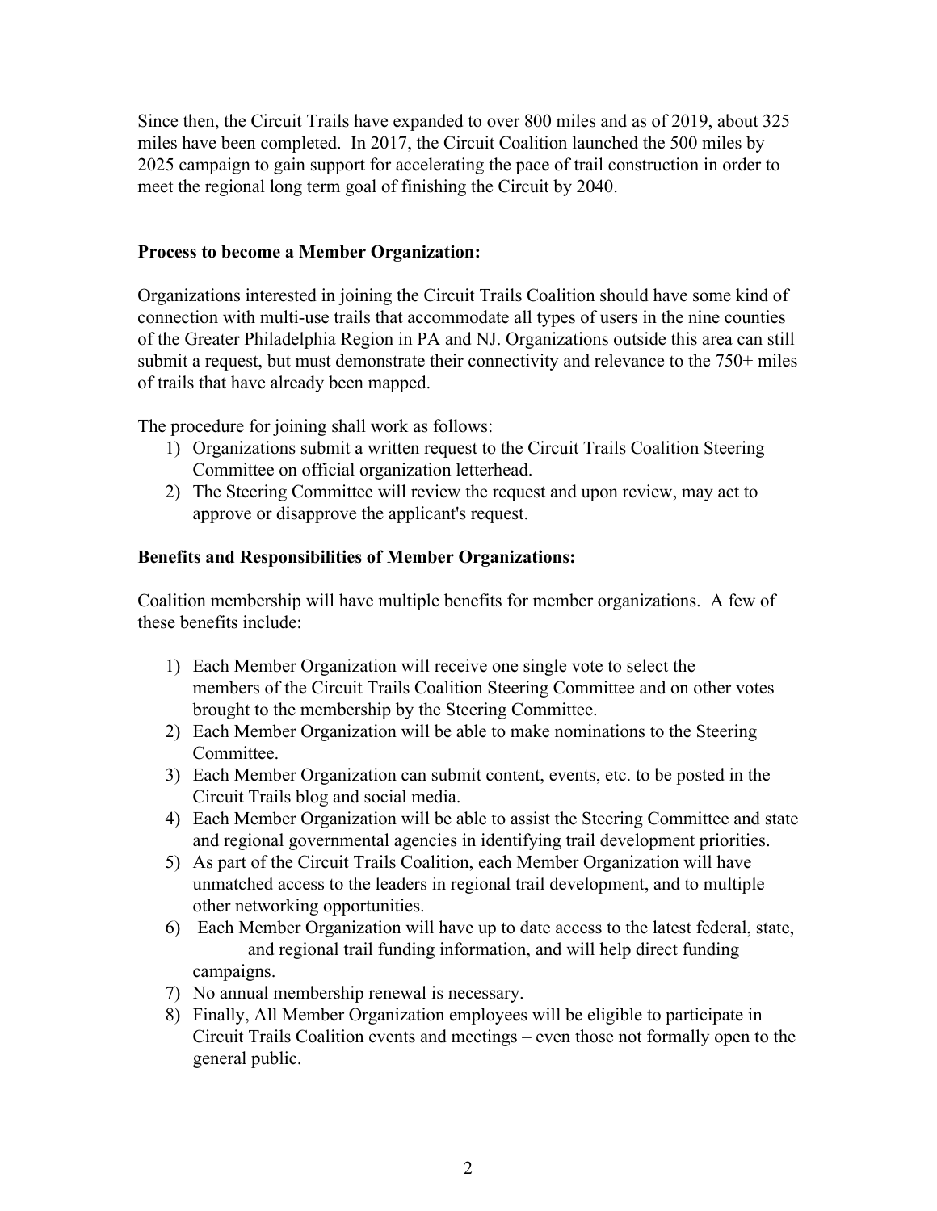Since then, the Circuit Trails have expanded to over 800 miles and as of 2019, about 325 miles have been completed. In 2017, the Circuit Coalition launched the 500 miles by 2025 campaign to gain support for accelerating the pace of trail construction in order to meet the regional long term goal of finishing the Circuit by 2040.

**Process to become a Member Organization:**

Organizations interested in joining the Circuit Trails Coalition should have some kind of connection with multi-use trails that accommodate all types of users in the nine counties of the Greater Philadelphia Region in PA and NJ. Organizations outside this area can still submit a request, but must demonstrate their connectivity and relevance to the 750+ miles of trails that have already been mapped.

The procedure for joining shall work as follows:

1) Organizations submit a written request to the Circuit Trails Coalition Steering Committee on official organization letterhead.
2) The Steering Committee will review the request and upon review, may act to approve or disapprove the applicant's request.

**Benefits and Responsibilities of Member Organizations:**

Coalition membership will have multiple benefits for member organizations. A few of these benefits include:

1) Each Member Organization will receive one single vote to select the members of the Circuit Trails Coalition Steering Committee and on other votes brought to the membership by the Steering Committee.
2) Each Member Organization will be able to make nominations to the Steering Committee.
3) Each Member Organization can submit content, events, etc. to be posted in the Circuit Trails blog and social media.
4) Each Member Organization will be able to assist the Steering Committee and state and regional governmental agencies in identifying trail development priorities.
5) As part of the Circuit Trails Coalition, each Member Organization will have unmatched access to the leaders in regional trail development, and to multiple other networking opportunities.
6) Each Member Organization will have up to date access to the latest federal, state, and regional trail funding information, and will help direct funding campaigns.
7) No annual membership renewal is necessary.
8) Finally, All Member Organization employees will be eligible to participate in Circuit Trails Coalition events and meetings – even those not formally open to the general public.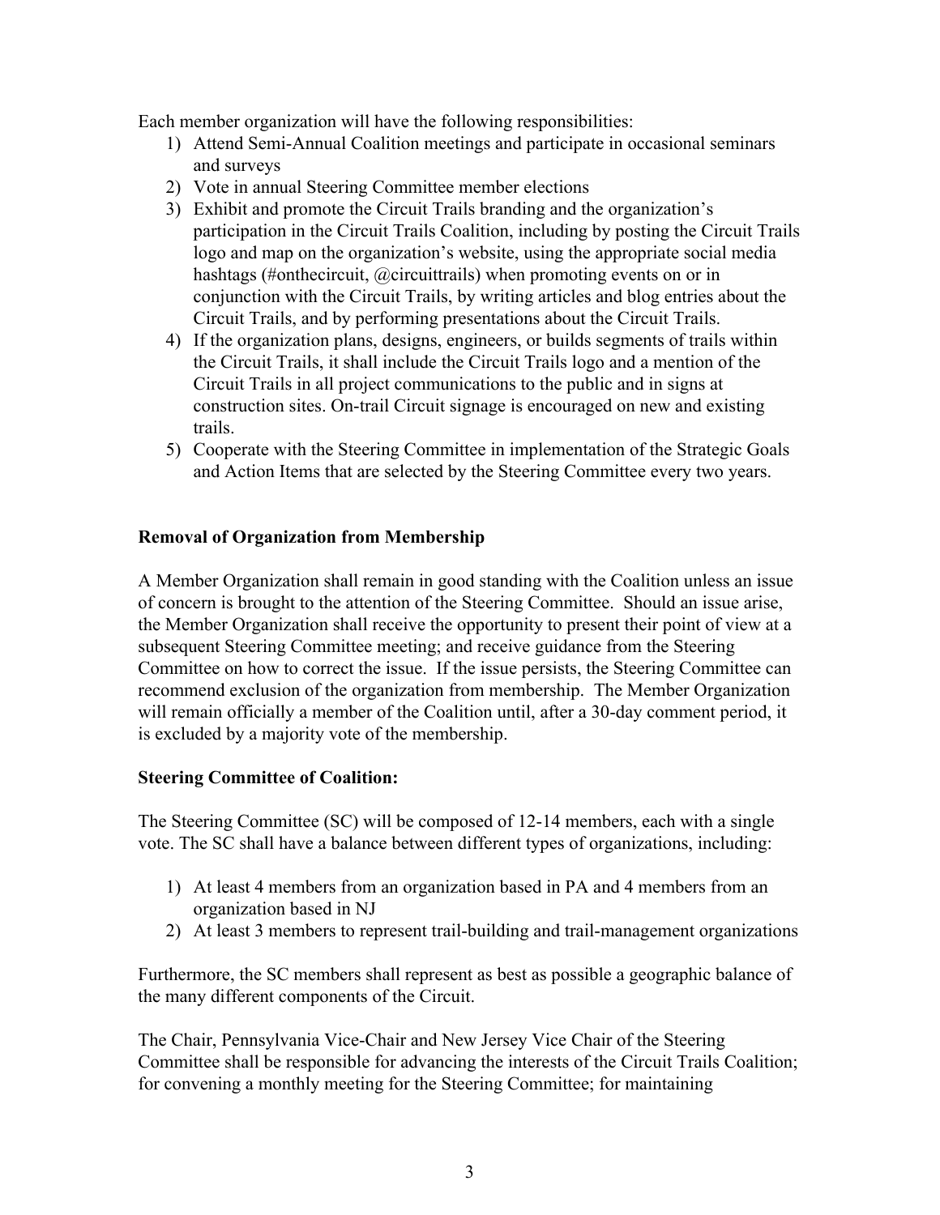Each member organization will have the following responsibilities:

1) Attend Semi-Annual Coalition meetings and participate in occasional seminars and surveys
2) Vote in annual Steering Committee member elections
3) Exhibit and promote the Circuit Trails branding and the organization's participation in the Circuit Trails Coalition, including by posting the Circuit Trails logo and map on the organization's website, using the appropriate social media hashtags (#onthecircuit, @circuittrails) when promoting events on or in conjunction with the Circuit Trails, by writing articles and blog entries about the Circuit Trails, and by performing presentations about the Circuit Trails.
4) If the organization plans, designs, engineers, or builds segments of trails within the Circuit Trails, it shall include the Circuit Trails logo and a mention of the Circuit Trails in all project communications to the public and in signs at construction sites. On-trail Circuit signage is encouraged on new and existing trails.
5) Cooperate with the Steering Committee in implementation of the Strategic Goals and Action Items that are selected by the Steering Committee every two years.

**Removal of Organization from Membership**

A Member Organization shall remain in good standing with the Coalition unless an issue of concern is brought to the attention of the Steering Committee. Should an issue arise, the Member Organization shall receive the opportunity to present their point of view at a subsequent Steering Committee meeting; and receive guidance from the Steering Committee on how to correct the issue. If the issue persists, the Steering Committee can recommend exclusion of the organization from membership. The Member Organization will remain officially a member of the Coalition until, after a 30-day comment period, it is excluded by a majority vote of the membership.

**Steering Committee of Coalition:**

The Steering Committee (SC) will be composed of 12-14 members, each with a single vote. The SC shall have a balance between different types of organizations, including:

1) At least 4 members from an organization based in PA and 4 members from an organization based in NJ
2) At least 3 members to represent trail-building and trail-management organizations

Furthermore, the SC members shall represent as best as possible a geographic balance of the many different components of the Circuit.

The Chair, Pennsylvania Vice-Chair and New Jersey Vice Chair of the Steering Committee shall be responsible for advancing the interests of the Circuit Trails Coalition; for convening a monthly meeting for the Steering Committee; for maintaining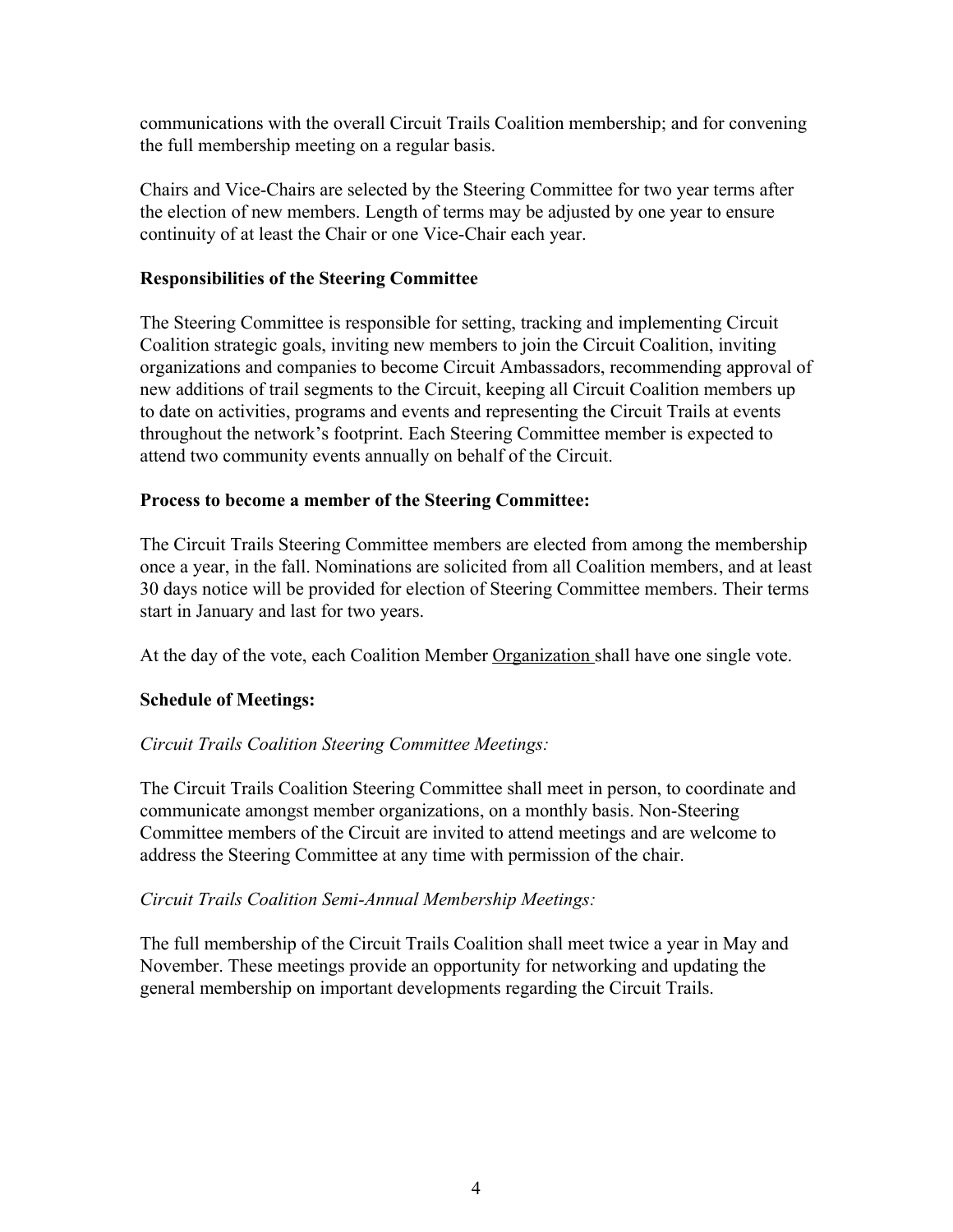communications with the overall Circuit Trails Coalition membership; and for convening the full membership meeting on a regular basis.

Chairs and Vice-Chairs are selected by the Steering Committee for two year terms after the election of new members. Length of terms may be adjusted by one year to ensure continuity of at least the Chair or one Vice-Chair each year.

**Responsibilities of the Steering Committee**

The Steering Committee is responsible for setting, tracking and implementing Circuit Coalition strategic goals, inviting new members to join the Circuit Coalition, inviting organizations and companies to become Circuit Ambassadors, recommending approval of new additions of trail segments to the Circuit, keeping all Circuit Coalition members up to date on activities, programs and events and representing the Circuit Trails at events throughout the network's footprint. Each Steering Committee member is expected to attend two community events annually on behalf of the Circuit.

**Process to become a member of the Steering Committee:**

The Circuit Trails Steering Committee members are elected from among the membership once a year, in the fall. Nominations are solicited from all Coalition members, and at least 30 days notice will be provided for election of Steering Committee members. Their terms start in January and last for two years.

At the day of the vote, each Coalition Member Organization shall have one single vote.

**Schedule of Meetings:**

*Circuit Trails Coalition Steering Committee Meetings:*

The Circuit Trails Coalition Steering Committee shall meet in person, to coordinate and communicate amongst member organizations, on a monthly basis. Non-Steering Committee members of the Circuit are invited to attend meetings and are welcome to address the Steering Committee at any time with permission of the chair.

*Circuit Trails Coalition Semi-Annual Membership Meetings:*

The full membership of the Circuit Trails Coalition shall meet twice a year in May and November. These meetings provide an opportunity for networking and updating the general membership on important developments regarding the Circuit Trails.